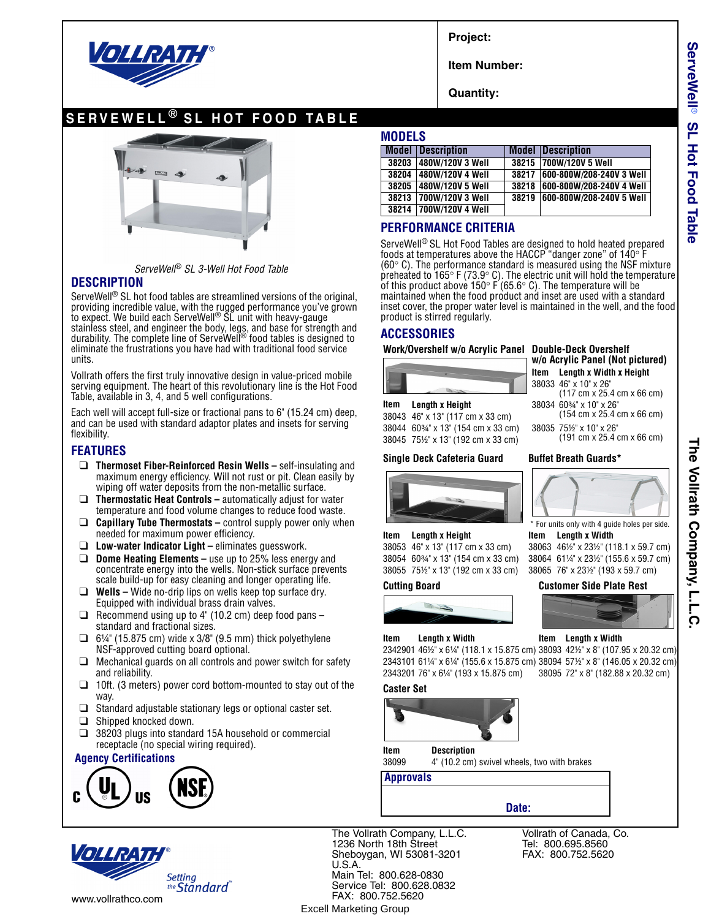**Project:**

**Item Number:**

**Quantity:**

# SERVEWELL® SL HOT FOOD TABLE

*ServeWell® SL 3-Well Hot Food Table*

## DESCRIPTION

ServeWell® SL hot food tables are streamlined versions of the original, providing incredible value, with the rugged performance you've grown to expect. We build each ServeWell® SL unit with heavy-gauge stainless steel, and engineer the body, legs, and base for strength and durability. The complete line of ServeWell® food tables is designed to eliminate the frustrations you have had with traditional food service units.

Vollrath offers the first truly innovative design in value-priced mobile serving equipment. The heart of this revolutionary line is the Hot Food Table, available in 3, 4, and 5 well configurations.

Each well will accept full-size or fractional pans to 6" (15.24 cm) deep, and can be used with standard adaptor plates and insets for serving flexibility.

## FEATURES

- **Thermoset Fiber-Reinforced Resin Wells –** self-insulating and maximum energy efficiency. Will not rust or pit. Clean easily by wiping off water deposits from the non-metallic surface.
- **Thermostatic Heat Controls –** automatically adjust for water temperature and food volume changes to reduce food waste.
- **Capillary Tube Thermostats –** control supply power only when needed for maximum power efficiency.
- **Low-water Indicator Light –** eliminates guesswork.
- **Dome Heating Elements –** use up to 25% less energy and concentrate energy into the wells. Non-stick surface prevents scale build-up for easy cleaning and longer operating life.
- **Wells –** Wide no-drip lips on wells keep top surface dry. Equipped with individual brass drain valves.
- Recommend using up to 4" (10.2 cm) deep food pans – standard and fractional sizes.
- 6¼" (15.875 cm) wide x 3/8" (9.5 mm) thick polyethylene NSF-approved cutting board optional.
- Mechanical guards on all controls and power switch for safety and reliability.
- 10ft. (3 meters) power cord bottom-mounted to stay out of the way.
- Standard adjustable stationary legs or optional caster set.
- Shipped knocked down.
- 38203 plugs into standard 15A household or commercial receptacle (no special wiring required).

### Agency Certifications

c UL us   NSF

## MODELS

| Model | Description | Model | Description |
|---|---|---|---|
| 38203 | 480W/120V 3 Well | 38215 | 700W/120V 5 Well |
| 38204 | 480W/120V 4 Well | 38217 | 600-800W/208-240V 3 Well |
| 38205 | 480W/120V 5 Well | 38218 | 600-800W/208-240V 4 Well |
| 38213 | 700W/120V 3 Well | 38219 | 600-800W/208-240V 5 Well |
| 38214 | 700W/120V 4 Well | | |

## PERFORMANCE CRITERIA

ServeWell® SL Hot Food Tables are designed to hold heated prepared foods at temperatures above the HACCP "danger zone" of 140° F (60° C). The performance standard is measured using the NSF mixture preheated to 165° F (73.9° C). The electric unit will hold the temperature of this product above 150° F (65.6° C). The temperature will be maintained when the food product and inset are used with a standard inset cover, the proper water level is maintained in the well, and the food product is stirred regularly.

## ACCESSORIES

### Work/Overshelf w/o Acrylic Panel

| Item | Length x Height |
|---|---|
| 38043 | 46" x 13" (117 cm x 33 cm) |
| 38044 | 60¾" x 13" (154 cm x 33 cm) |
| 38045 | 75½" x 13" (192 cm x 33 cm) |

### Double-Deck Overshelf w/o Acrylic Panel (Not pictured)

| Item | Length x Width x Height |
|---|---|
| 38033 | 46" x 10" x 26" (117 cm x 25.4 cm x 66 cm) |
| 38034 | 60¾" x 10" x 26" (154 cm x 25.4 cm x 66 cm) |
| 38035 | 75½" x 10" x 26" (191 cm x 25.4 cm x 66 cm) |

### Single Deck Cafeteria Guard

| Item | Length x Height |
|---|---|
| 38053 | 46" x 13" (117 cm x 33 cm) |
| 38054 | 60¾" x 13" (154 cm x 33 cm) |
| 38055 | 75½" x 13" (192 cm x 33 cm) |

### Buffet Breath Guards*

\* For units only with 4 guide holes per side.

| Item | Length x Width |
|---|---|
| 38063 | 46½" x 23½" (118.1 x 59.7 cm) |
| 38064 | 61¼" x 23½" (155.6 x 59.7 cm) |
| 38065 | 76" x 23½" (193 x 59.7 cm) |

### Cutting Board

| Item | Length x Width |
|---|---|
| 2342901 | 46½" x 6¼" (118.1 x 15.875 cm) |
| 2343101 | 61¼" x 6¼" (155.6 x 15.875 cm) |
| 2343201 | 76" x 6¼" (193 x 15.875 cm) |

### Customer Side Plate Rest

| Item | Length x Width |
|---|---|
| 38093 | 42½" x 8" (107.95 x 20.32 cm) |
| 38094 | 57½" x 8" (146.05 x 20.32 cm) |
| 38095 | 72" x 8" (182.88 x 20.32 cm) |

### Caster Set

| Item | Description |
|---|---|
| 38099 | 4" (10.2 cm) swivel wheels, two with brakes |

**Approvals**

**Date:**

The Vollrath Company, L.L.C.
1236 North 18th Street
Sheboygan, WI 53081-3201
U.S.A.
Main Tel: 800.628-0830
Service Tel: 800.628.0832
FAX: 800.752.5620

Vollrath of Canada, Co.
Tel: 800.695.8560
FAX: 800.752.5620

Setting the Standard

www.vollrathco.com

Excell Marketing Group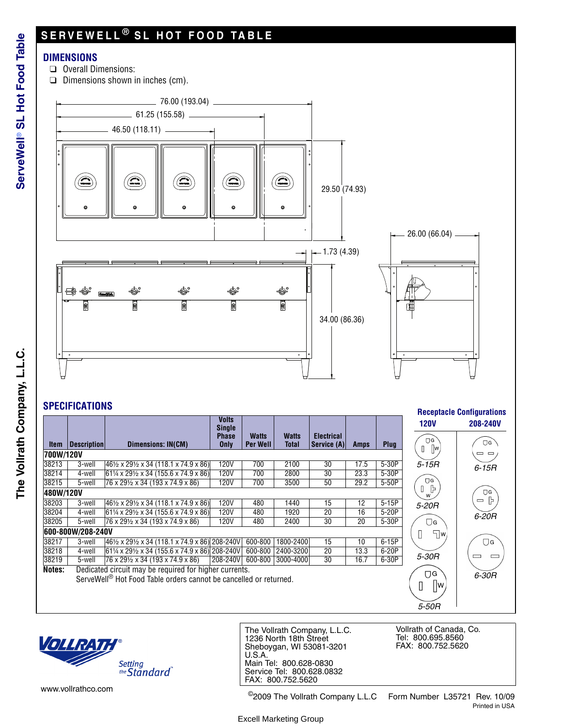# SERVEWELL® SL HOT FOOD TABLE

## DIMENSIONS

- ❑ Overall Dimensions:
- ❑ Dimensions shown in inches (cm).

76.00 (193.04)
61.25 (155.58)
46.50 (118.11)
29.50 (74.93)
26.00 (66.04)
1.73 (4.39)
34.00 (86.36)

## SPECIFICATIONS

| Item | Description | Dimensions: IN(CM) | Volts Single Phase Only | Watts Per Well | Watts Total | Electrical Service (A) | Amps | Plug |
|---|---|---|---|---|---|---|---|---|
| **700W/120V** | | | | | | | | |
| 38213 | 3-well | 46½ x 29½ x 34 (118.1 x 74.9 x 86) | 120V | 700 | 2100 | 30 | 17.5 | 5-30P |
| 38214 | 4-well | 61¼ x 29½ x 34 (155.6 x 74.9 x 86) | 120V | 700 | 2800 | 30 | 23.3 | 5-30P |
| 38215 | 5-well | 76 x 29½ x 34 (193 x 74.9 x 86) | 120V | 700 | 3500 | 50 | 29.2 | 5-50P |
| **480W/120V** | | | | | | | | |
| 38203 | 3-well | 46½ x 29½ x 34 (118.1 x 74.9 x 86) | 120V | 480 | 1440 | 15 | 12 | 5-15P |
| 38204 | 4-well | 61¼ x 29½ x 34 (155.6 x 74.9 x 86) | 120V | 480 | 1920 | 20 | 16 | 5-20P |
| 38205 | 5-well | 76 x 29½ x 34 (193 x 74.9 x 86) | 120V | 480 | 2400 | 30 | 20 | 5-30P |
| **600-800W/208-240V** | | | | | | | | |
| 38217 | 3-well | 46½ x 29½ x 34 (118.1 x 74.9 x 86) | 208-240V | 600-800 | 1800-2400 | 15 | 10 | 6-15P |
| 38218 | 4-well | 61¼ x 29½ x 34 (155.6 x 74.9 x 86) | 208-240V | 600-800 | 2400-3200 | 20 | 13.3 | 6-20P |
| 38219 | 5-well | 76 x 29½ x 34 (193 x 74.9 x 86) | 208-240V | 600-800 | 3000-4000 | 30 | 16.7 | 6-30P |

**Notes:** Dedicated circuit may be required for higher currents.
ServeWell® Hot Food Table orders cannot be cancelled or returned.

### Receptacle Configurations

**120V**: 5-15R, 5-20R, 5-30R, 5-50R

**208-240V**: 6-15R, 6-20R, 6-30R

VOLLRATH® Setting the Standard®

www.vollrathco.com

The Vollrath Company, L.L.C.
1236 North 18th Street
Sheboygan, WI 53081-3201
U.S.A.
Main Tel: 800.628-0830
Service Tel: 800.628.0832
FAX: 800.752.5620

Vollrath of Canada, Co.
Tel: 800.695.8560
FAX: 800.752.5620

©2009 The Vollrath Company L.L.C  Form Number L35721 Rev. 10/09
Printed in USA

Excell Marketing Group